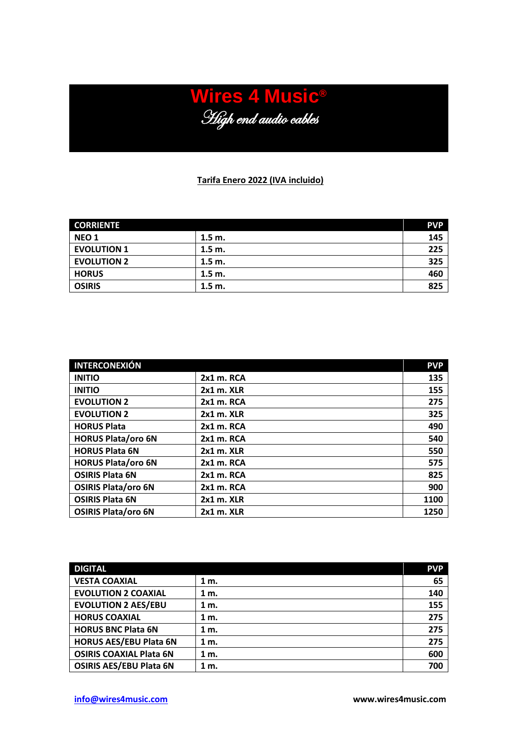# Wires 4 Music®

*High end audio cables*

**Tarifa Enero 2022 (IVA incluido)**

| CORRIENTE | | PVP |
|---|---|---|
| NEO 1 | 1.5 m. | 145 |
| EVOLUTION 1 | 1.5 m. | 225 |
| EVOLUTION 2 | 1.5 m. | 325 |
| HORUS | 1.5 m. | 460 |
| OSIRIS | 1.5 m. | 825 |

| INTERCONEXIÓN | | PVP |
|---|---|---|
| INITIO | 2x1 m. RCA | 135 |
| INITIO | 2x1 m. XLR | 155 |
| EVOLUTION 2 | 2x1 m. RCA | 275 |
| EVOLUTION 2 | 2x1 m. XLR | 325 |
| HORUS Plata | 2x1 m. RCA | 490 |
| HORUS Plata/oro 6N | 2x1 m. RCA | 540 |
| HORUS Plata 6N | 2x1 m. XLR | 550 |
| HORUS Plata/oro 6N | 2x1 m. RCA | 575 |
| OSIRIS Plata 6N | 2x1 m. RCA | 825 |
| OSIRIS Plata/oro 6N | 2x1 m. RCA | 900 |
| OSIRIS Plata 6N | 2x1 m. XLR | 1100 |
| OSIRIS Plata/oro 6N | 2x1 m. XLR | 1250 |

| DIGITAL | | PVP |
|---|---|---|
| VESTA COAXIAL | 1 m. | 65 |
| EVOLUTION 2 COAXIAL | 1 m. | 140 |
| EVOLUTION 2 AES/EBU | 1 m. | 155 |
| HORUS COAXIAL | 1 m. | 275 |
| HORUS BNC Plata 6N | 1 m. | 275 |
| HORUS AES/EBU Plata 6N | 1 m. | 275 |
| OSIRIS COAXIAL Plata 6N | 1 m. | 600 |
| OSIRIS AES/EBU Plata 6N | 1 m. | 700 |

info@wires4music.com www.wires4music.com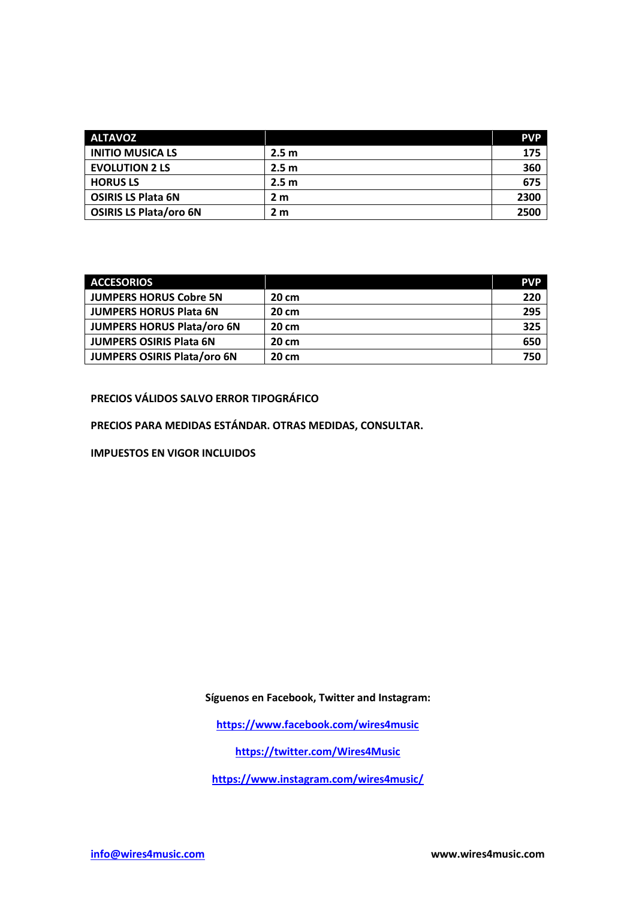| ALTAVOZ | | PVP |
|---|---|---|
| INITIO MUSICA LS | 2.5 m | 175 |
| EVOLUTION 2 LS | 2.5 m | 360 |
| HORUS LS | 2.5 m | 675 |
| OSIRIS LS Plata 6N | 2 m | 2300 |
| OSIRIS LS Plata/oro 6N | 2 m | 2500 |

| ACCESORIOS | | PVP |
|---|---|---|
| JUMPERS HORUS Cobre 5N | 20 cm | 220 |
| JUMPERS HORUS Plata 6N | 20 cm | 295 |
| JUMPERS HORUS Plata/oro 6N | 20 cm | 325 |
| JUMPERS OSIRIS Plata 6N | 20 cm | 650 |
| JUMPERS OSIRIS Plata/oro 6N | 20 cm | 750 |

**PRECIOS VÁLIDOS SALVO ERROR TIPOGRÁFICO**

**PRECIOS PARA MEDIDAS ESTÁNDAR. OTRAS MEDIDAS, CONSULTAR.**

**IMPUESTOS EN VIGOR INCLUIDOS**

**Síguenos en Facebook, Twitter and Instagram:**

https://www.facebook.com/wires4music

https://twitter.com/Wires4Music

https://www.instagram.com/wires4music/

info@wires4music.com www.wires4music.com